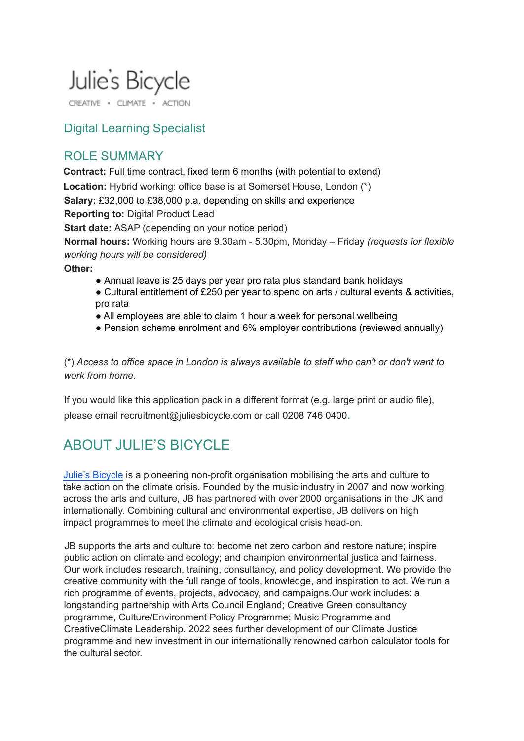Julie's Bicycle

CREATIVE • CLIMATE • ACTION

# Digital Learning Specialist

## ROLE SUMMARY

**Contract:** Full time contract, fixed term 6 months (with potential to extend)

**Location:** Hybrid working: office base is at Somerset House, London (*)

**Salary:** £32,000 to £38,000 p.a. depending on skills and experience

**Reporting to:** Digital Product Lead

**Start date:** ASAP (depending on your notice period)

**Normal hours:** Working hours are 9.30am - 5.30pm, Monday – Friday *(requests for flexible working hours will be considered)*

**Other:**

- Annual leave is 25 days per year pro rata plus standard bank holidays
- Cultural entitlement of £250 per year to spend on arts / cultural events & activities, pro rata
- All employees are able to claim 1 hour a week for personal wellbeing
- Pension scheme enrolment and 6% employer contributions (reviewed annually)

(*) *Access to office space in London is always available to staff who can't or don't want to work from home.*

If you would like this application pack in a different format (e.g. large print or audio file), please email recruitment@juliesbicycle.com or call 0208 746 0400.

## ABOUT JULIE'S BICYCLE

Julie's Bicycle is a pioneering non-profit organisation mobilising the arts and culture to take action on the climate crisis. Founded by the music industry in 2007 and now working across the arts and culture, JB has partnered with over 2000 organisations in the UK and internationally. Combining cultural and environmental expertise, JB delivers on high impact programmes to meet the climate and ecological crisis head-on.

JB supports the arts and culture to: become net zero carbon and restore nature; inspire public action on climate and ecology; and champion environmental justice and fairness. Our work includes research, training, consultancy, and policy development. We provide the creative community with the full range of tools, knowledge, and inspiration to act. We run a rich programme of events, projects, advocacy, and campaigns.Our work includes: a longstanding partnership with Arts Council England; Creative Green consultancy programme, Culture/Environment Policy Programme; Music Programme and CreativeClimate Leadership. 2022 sees further development of our Climate Justice programme and new investment in our internationally renowned carbon calculator tools for the cultural sector.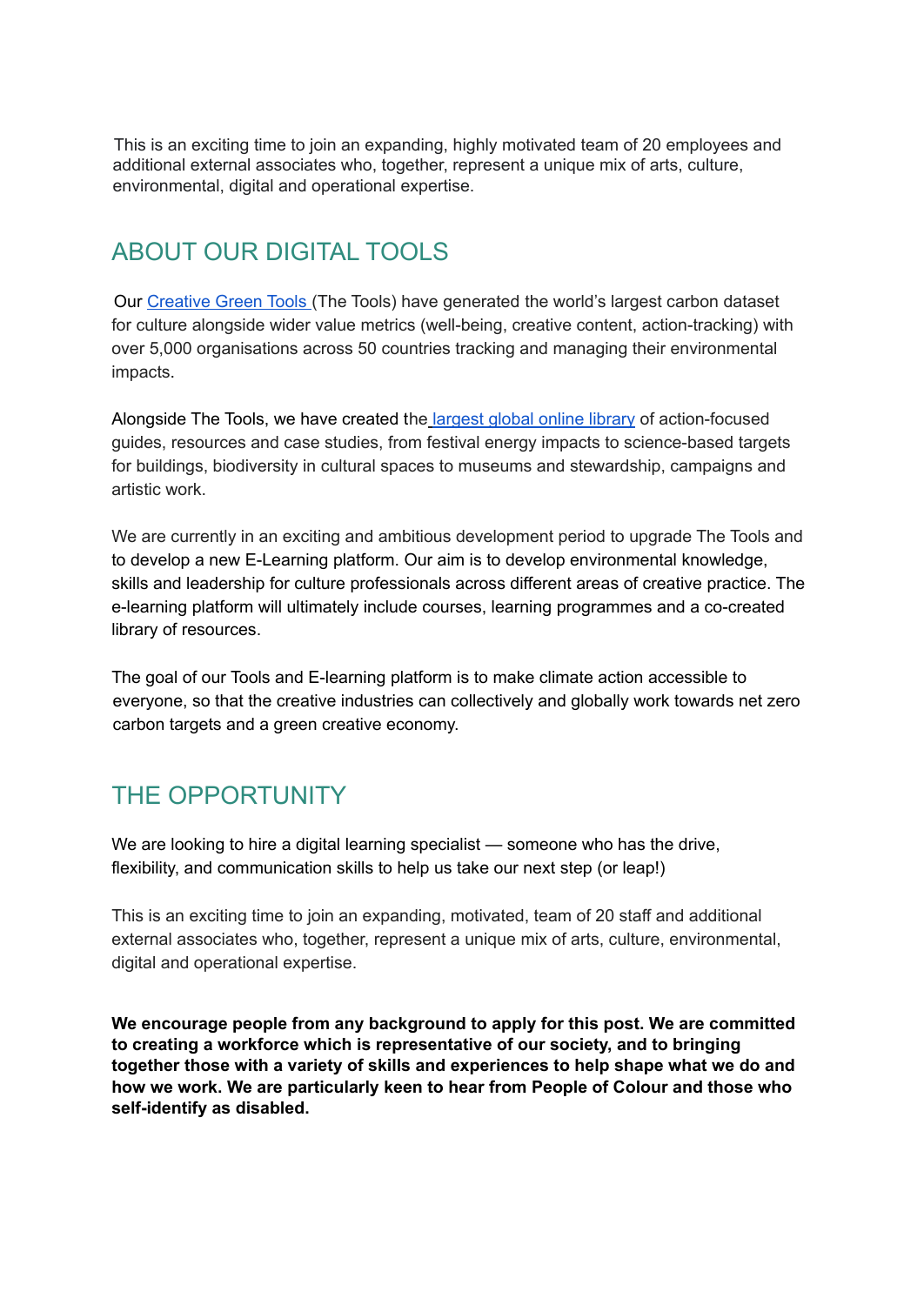This is an exciting time to join an expanding, highly motivated team of 20 employees and additional external associates who, together, represent a unique mix of arts, culture, environmental, digital and operational expertise.

## ABOUT OUR DIGITAL TOOLS

Our [Creative Green Tools](#) (The Tools) have generated the world's largest carbon dataset for culture alongside wider value metrics (well-being, creative content, action-tracking) with over 5,000 organisations across 50 countries tracking and managing their environmental impacts.

Alongside The Tools, we have created the [largest global online library](#) of action-focused guides, resources and case studies, from festival energy impacts to science-based targets for buildings, biodiversity in cultural spaces to museums and stewardship, campaigns and artistic work.

We are currently in an exciting and ambitious development period to upgrade The Tools and to develop a new E-Learning platform. Our aim is to develop environmental knowledge, skills and leadership for culture professionals across different areas of creative practice. The e-learning platform will ultimately include courses, learning programmes and a co-created library of resources.

The goal of our Tools and E-learning platform is to make climate action accessible to everyone, so that the creative industries can collectively and globally work towards net zero carbon targets and a green creative economy.

## THE OPPORTUNITY

We are looking to hire a digital learning specialist — someone who has the drive, flexibility, and communication skills to help us take our next step (or leap!)

This is an exciting time to join an expanding, motivated, team of 20 staff and additional external associates who, together, represent a unique mix of arts, culture, environmental, digital and operational expertise.

**We encourage people from any background to apply for this post. We are committed to creating a workforce which is representative of our society, and to bringing together those with a variety of skills and experiences to help shape what we do and how we work. We are particularly keen to hear from People of Colour and those who self-identify as disabled.**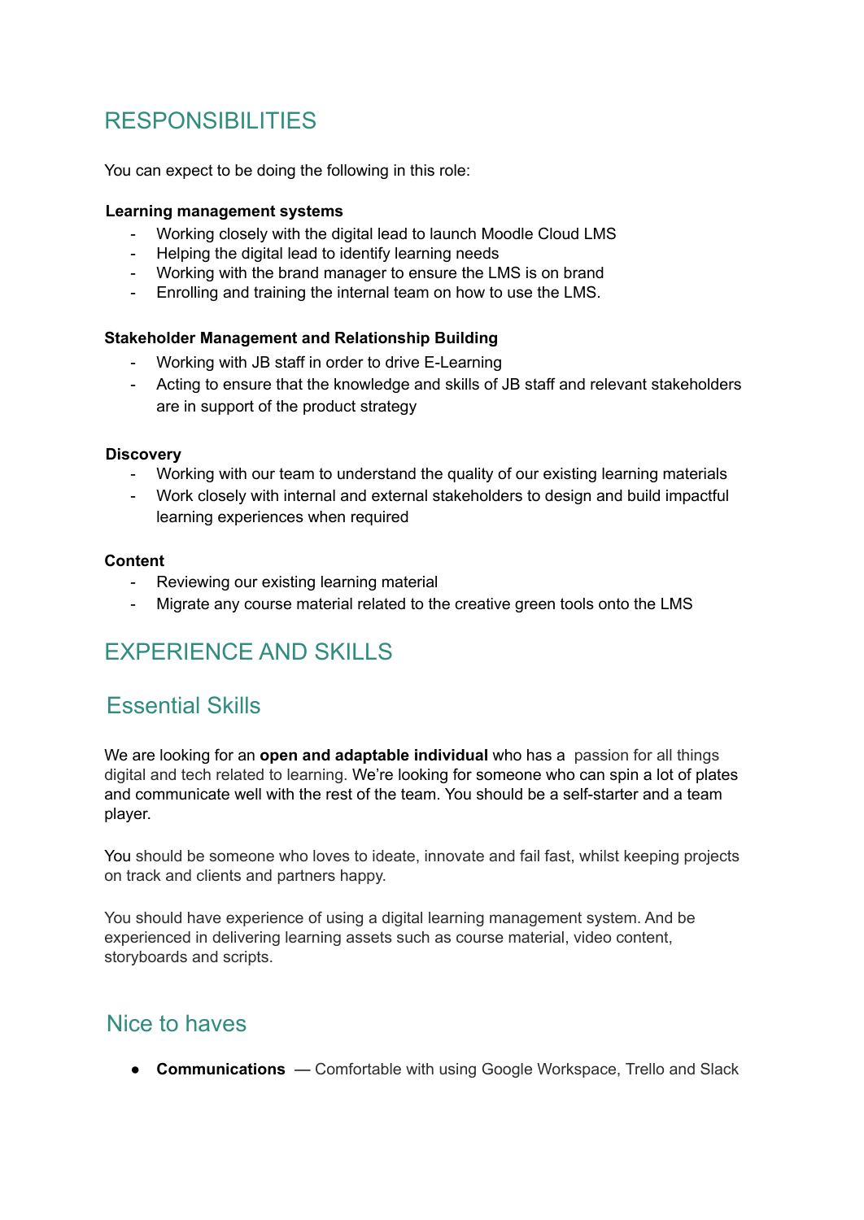## RESPONSIBILITIES

You can expect to be doing the following in this role:

**Learning management systems**

- Working closely with the digital lead to launch Moodle Cloud LMS
- Helping the digital lead to identify learning needs
- Working with the brand manager to ensure the LMS is on brand
- Enrolling and training the internal team on how to use the LMS.

**Stakeholder Management and Relationship Building**

- Working with JB staff in order to drive E-Learning
- Acting to ensure that the knowledge and skills of JB staff and relevant stakeholders are in support of the product strategy

**Discovery**

- Working with our team to understand the quality of our existing learning materials
- Work closely with internal and external stakeholders to design and build impactful learning experiences when required

**Content**

- Reviewing our existing learning material
- Migrate any course material related to the creative green tools onto the LMS

## EXPERIENCE AND SKILLS

## Essential Skills

We are looking for an **open and adaptable individual** who has a passion for all things digital and tech related to learning. We're looking for someone who can spin a lot of plates and communicate well with the rest of the team. You should be a self-starter and a team player.

You should be someone who loves to ideate, innovate and fail fast, whilst keeping projects on track and clients and partners happy.

You should have experience of using a digital learning management system. And be experienced in delivering learning assets such as course material, video content, storyboards and scripts.

## Nice to haves

- **Communications** — Comfortable with using Google Workspace, Trello and Slack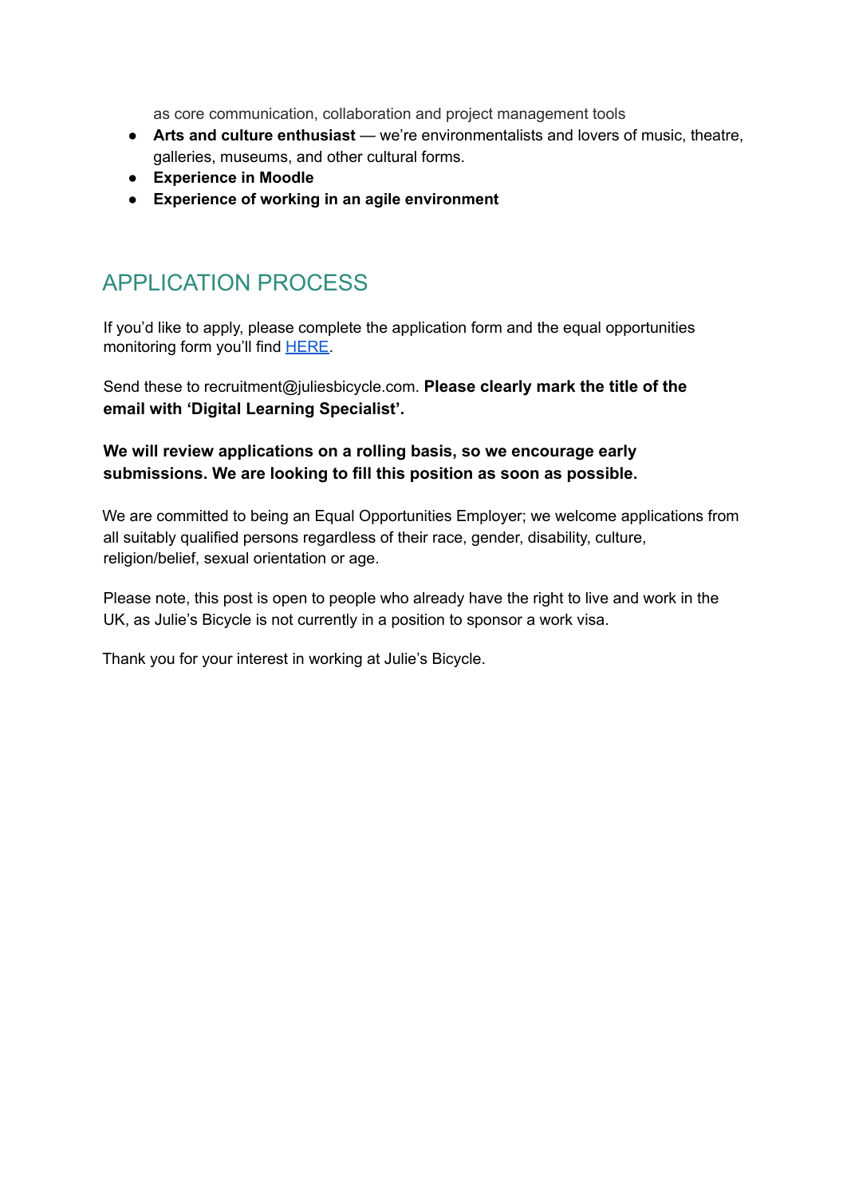as core communication, collaboration and project management tools

- **Arts and culture enthusiast** — we're environmentalists and lovers of music, theatre, galleries, museums, and other cultural forms.
- **Experience in Moodle**
- **Experience of working in an agile environment**

## APPLICATION PROCESS

If you'd like to apply, please complete the application form and the equal opportunities monitoring form you'll find HERE.

Send these to recruitment@juliesbicycle.com. **Please clearly mark the title of the email with 'Digital Learning Specialist'.**

**We will review applications on a rolling basis, so we encourage early submissions. We are looking to fill this position as soon as possible.**

We are committed to being an Equal Opportunities Employer; we welcome applications from all suitably qualified persons regardless of their race, gender, disability, culture, religion/belief, sexual orientation or age.

Please note, this post is open to people who already have the right to live and work in the UK, as Julie's Bicycle is not currently in a position to sponsor a work visa.

Thank you for your interest in working at Julie's Bicycle.